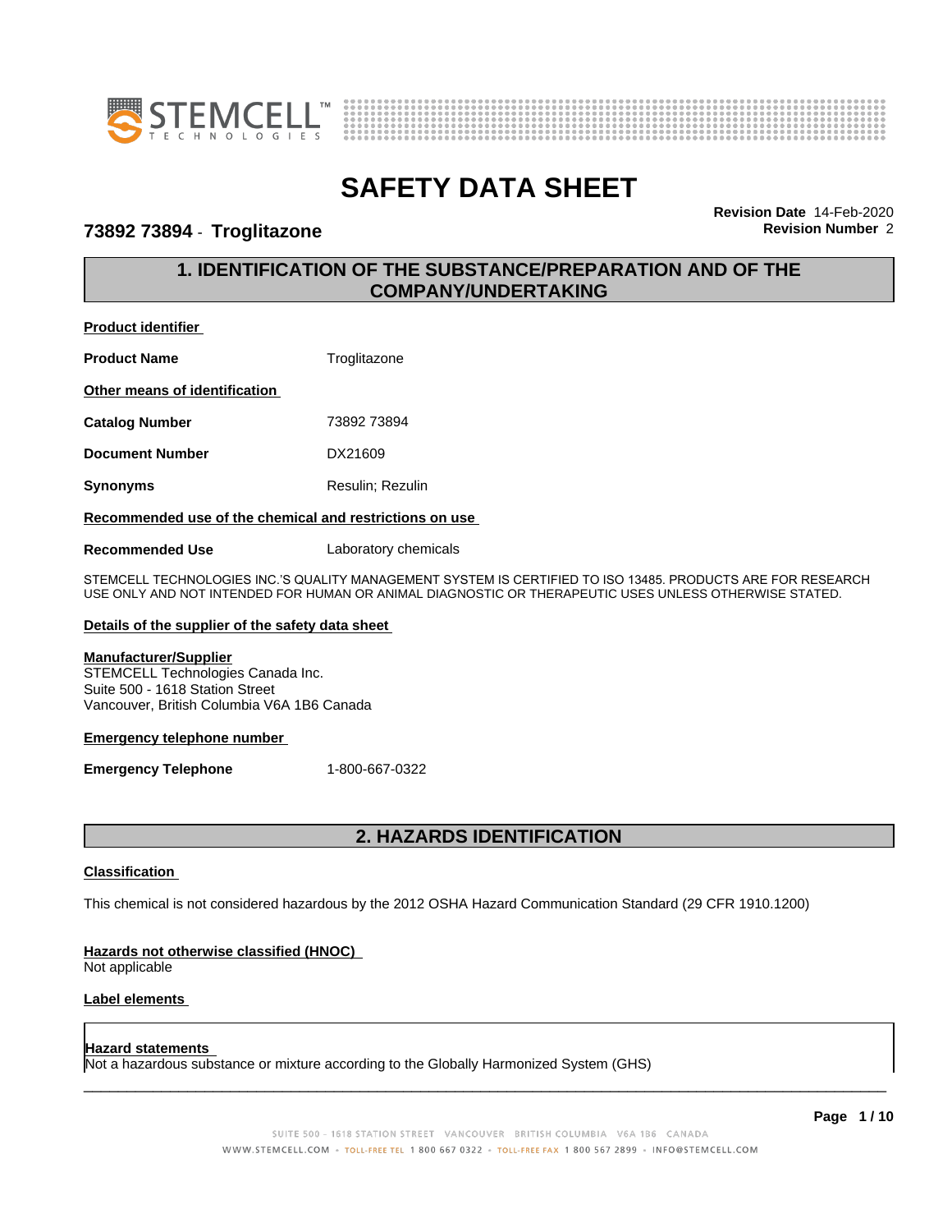# SAFETY DATA SHEET

**73892 73894 - Troglitazone**

**Revision Date** 14-Feb-2020
**Revision Number** 2

## 1. IDENTIFICATION OF THE SUBSTANCE/PREPARATION AND OF THE COMPANY/UNDERTAKING

**Product identifier**

**Product Name** Troglitazone

**Other means of identification**

**Catalog Number** 73892 73894

**Document Number** DX21609

**Synonyms** Resulin; Rezulin

**Recommended use of the chemical and restrictions on use**

**Recommended Use** Laboratory chemicals

STEMCELL TECHNOLOGIES INC.'S QUALITY MANAGEMENT SYSTEM IS CERTIFIED TO ISO 13485. PRODUCTS ARE FOR RESEARCH USE ONLY AND NOT INTENDED FOR HUMAN OR ANIMAL DIAGNOSTIC OR THERAPEUTIC USES UNLESS OTHERWISE STATED.

**Details of the supplier of the safety data sheet**

**Manufacturer/Supplier**
STEMCELL Technologies Canada Inc.
Suite 500 - 1618 Station Street
Vancouver, British Columbia V6A 1B6 Canada

**Emergency telephone number**

**Emergency Telephone** 1-800-667-0322

## 2. HAZARDS IDENTIFICATION

**Classification**

This chemical is not considered hazardous by the 2012 OSHA Hazard Communication Standard (29 CFR 1910.1200)

**Hazards not otherwise classified (HNOC)**
Not applicable

**Label elements**

**Hazard statements**
Not a hazardous substance or mixture according to the Globally Harmonized System (GHS)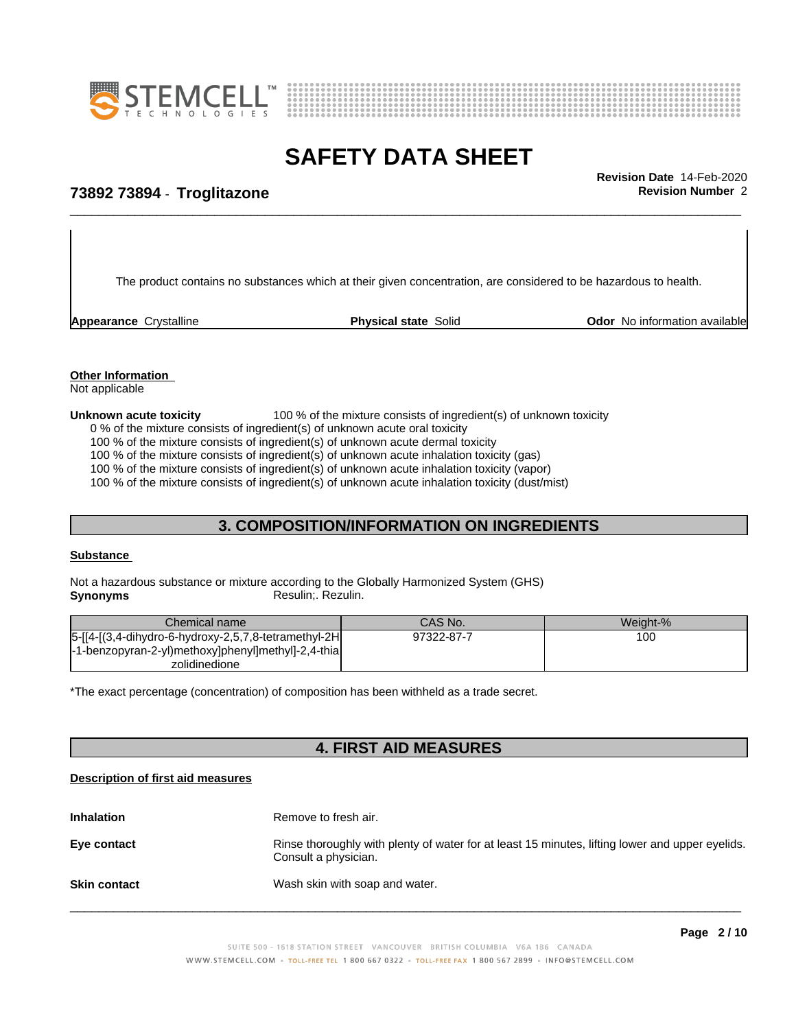The product contains no substances which at their given concentration, are considered to be hazardous to health.

**Appearance** Crystalline **Physical state** Solid **Odor** No information available

**Other Information**
Not applicable

**Unknown acute toxicity** 100 % of the mixture consists of ingredient(s) of unknown toxicity
0 % of the mixture consists of ingredient(s) of unknown acute oral toxicity
100 % of the mixture consists of ingredient(s) of unknown acute dermal toxicity
100 % of the mixture consists of ingredient(s) of unknown acute inhalation toxicity (gas)
100 % of the mixture consists of ingredient(s) of unknown acute inhalation toxicity (vapor)
100 % of the mixture consists of ingredient(s) of unknown acute inhalation toxicity (dust/mist)

## 3. COMPOSITION/INFORMATION ON INGREDIENTS

**Substance**

Not a hazardous substance or mixture according to the Globally Harmonized System (GHS)
**Synonyms** Resulin;. Rezulin.

| Chemical name | CAS No. | Weight-% |
|---|---|---|
| 5-[[4-[(3,4-dihydro-6-hydroxy-2,5,7,8-tetramethyl-2H-1-benzopyran-2-yl)methoxy]phenyl]methyl]-2,4-thiazolidinedione | 97322-87-7 | 100 |

*The exact percentage (concentration) of composition has been withheld as a trade secret.

## 4. FIRST AID MEASURES

**Description of first aid measures**

**Inhalation** Remove to fresh air.

**Eye contact** Rinse thoroughly with plenty of water for at least 15 minutes, lifting lower and upper eyelids. Consult a physician.

**Skin contact** Wash skin with soap and water.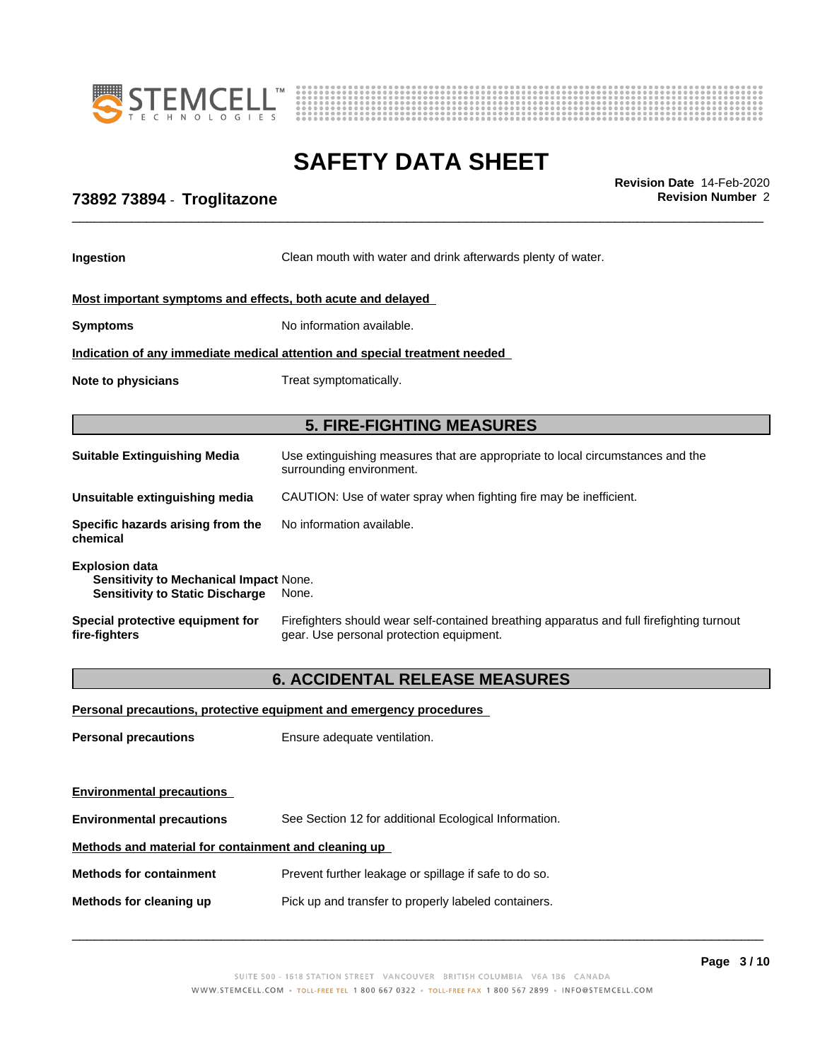**Ingestion** Clean mouth with water and drink afterwards plenty of water.

**Most important symptoms and effects, both acute and delayed**

**Symptoms** No information available.

**Indication of any immediate medical attention and special treatment needed**

**Note to physicians** Treat symptomatically.

## 5. FIRE-FIGHTING MEASURES

**Suitable Extinguishing Media** Use extinguishing measures that are appropriate to local circumstances and the surrounding environment.

**Unsuitable extinguishing media** CAUTION: Use of water spray when fighting fire may be inefficient.

**Specific hazards arising from the chemical** No information available.

**Explosion data**
**Sensitivity to Mechanical Impact** None.
**Sensitivity to Static Discharge** None.

**Special protective equipment for fire-fighters** Firefighters should wear self-contained breathing apparatus and full firefighting turnout gear. Use personal protection equipment.

## 6. ACCIDENTAL RELEASE MEASURES

**Personal precautions, protective equipment and emergency procedures**

**Personal precautions** Ensure adequate ventilation.

**Environmental precautions**

**Environmental precautions** See Section 12 for additional Ecological Information.

**Methods and material for containment and cleaning up**

**Methods for containment** Prevent further leakage or spillage if safe to do so.

**Methods for cleaning up** Pick up and transfer to properly labeled containers.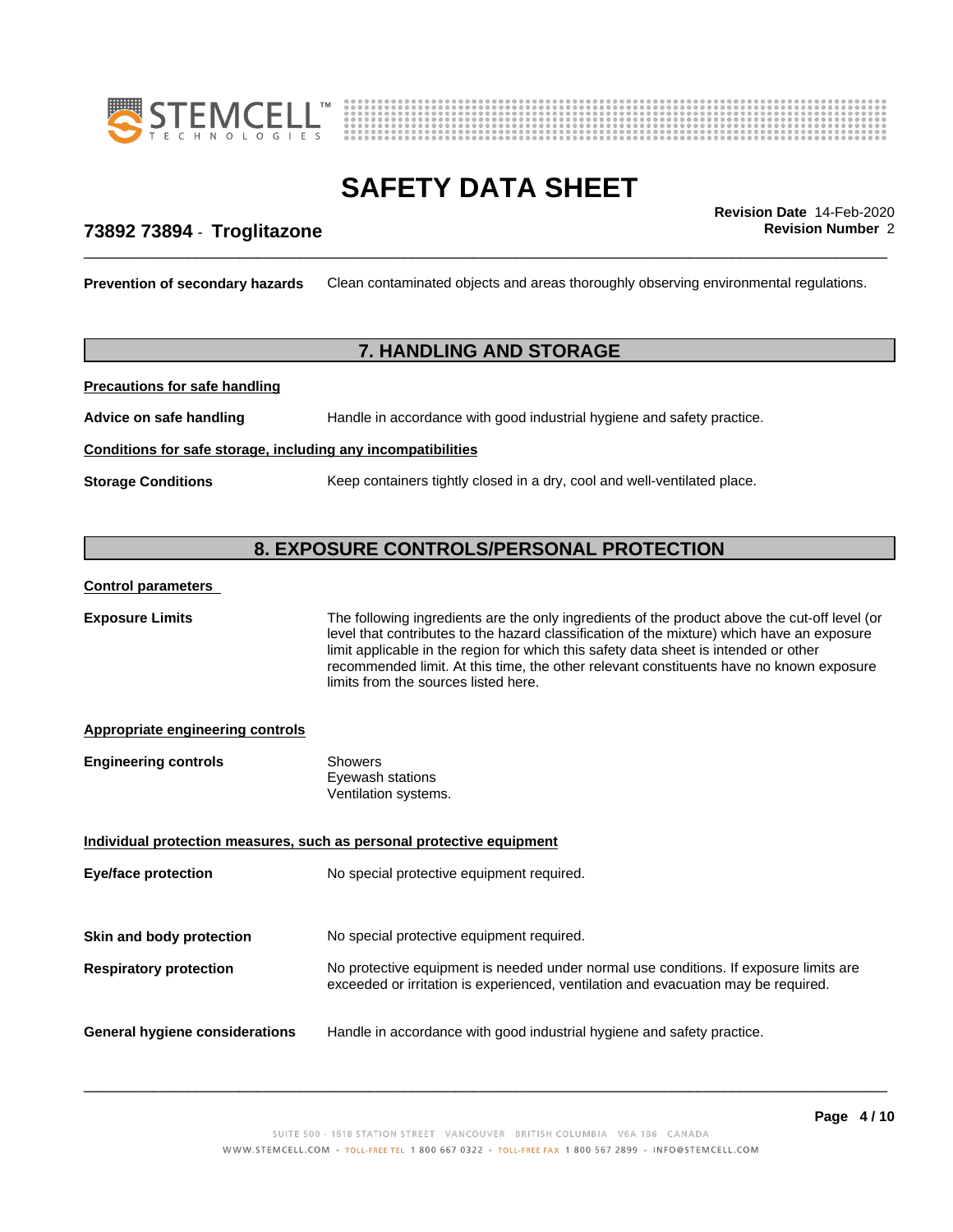**Prevention of secondary hazards** Clean contaminated objects and areas thoroughly observing environmental regulations.

## 7. HANDLING AND STORAGE

**Precautions for safe handling**

**Advice on safe handling** Handle in accordance with good industrial hygiene and safety practice.

**Conditions for safe storage, including any incompatibilities**

**Storage Conditions** Keep containers tightly closed in a dry, cool and well-ventilated place.

## 8. EXPOSURE CONTROLS/PERSONAL PROTECTION

**Control parameters**

**Exposure Limits** The following ingredients are the only ingredients of the product above the cut-off level (or level that contributes to the hazard classification of the mixture) which have an exposure limit applicable in the region for which this safety data sheet is intended or other recommended limit. At this time, the other relevant constituents have no known exposure limits from the sources listed here.

**Appropriate engineering controls**

**Engineering controls** Showers
Eyewash stations
Ventilation systems.

**Individual protection measures, such as personal protective equipment**

**Eye/face protection** No special protective equipment required.

**Skin and body protection** No special protective equipment required.

**Respiratory protection** No protective equipment is needed under normal use conditions. If exposure limits are exceeded or irritation is experienced, ventilation and evacuation may be required.

**General hygiene considerations** Handle in accordance with good industrial hygiene and safety practice.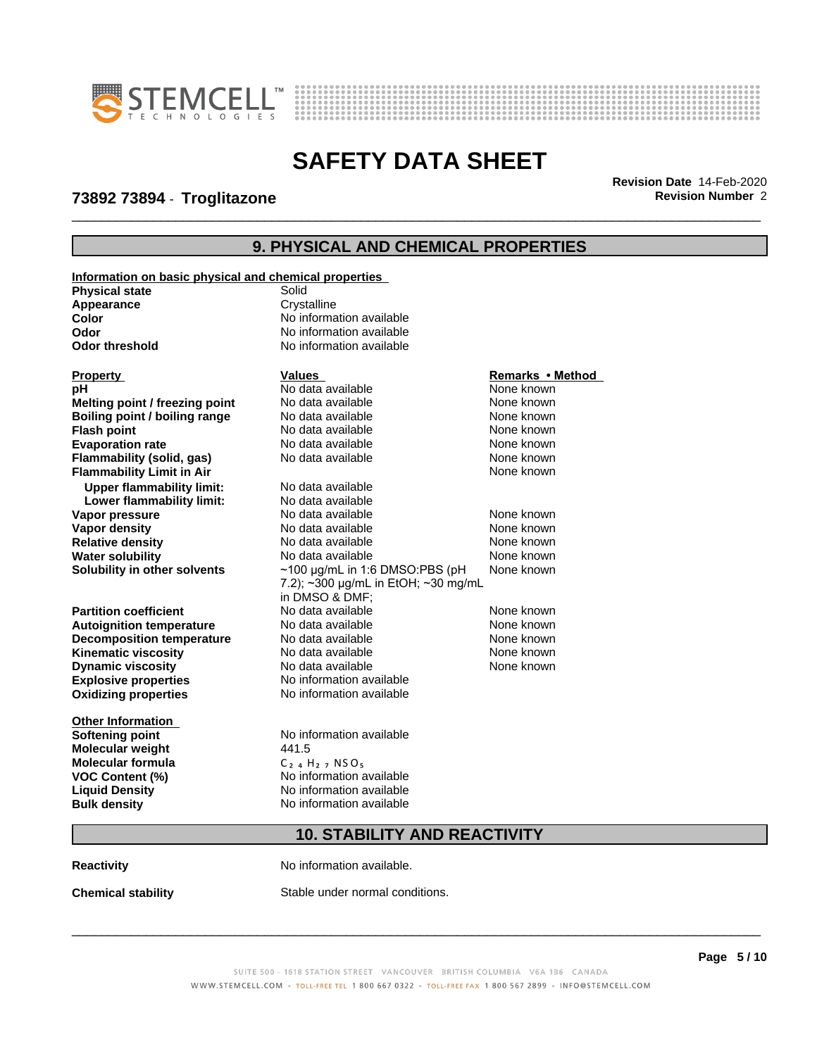# SAFETY DATA SHEET

**73892 73894 - Troglitazone**

**Revision Date** 14-Feb-2020
**Revision Number** 2

## 9. PHYSICAL AND CHEMICAL PROPERTIES

**Information on basic physical and chemical properties**

| | |
|---|---|
| **Physical state** | Solid |
| **Appearance** | Crystalline |
| **Color** | No information available |
| **Odor** | No information available |
| **Odor threshold** | No information available |

| Property | Values | Remarks • Method |
|---|---|---|
| **pH** | No data available | None known |
| **Melting point / freezing point** | No data available | None known |
| **Boiling point / boiling range** | No data available | None known |
| **Flash point** | No data available | None known |
| **Evaporation rate** | No data available | None known |
| **Flammability (solid, gas)** | No data available | None known |
| **Flammability Limit in Air** | | None known |
| **Upper flammability limit:** | No data available | |
| **Lower flammability limit:** | No data available | |
| **Vapor pressure** | No data available | None known |
| **Vapor density** | No data available | None known |
| **Relative density** | No data available | None known |
| **Water solubility** | No data available | None known |
| **Solubility in other solvents** | ~100 µg/mL in 1:6 DMSO:PBS (pH 7.2); ~300 µg/mL in EtOH; ~30 mg/mL in DMSO & DMF; | None known |
| **Partition coefficient** | No data available | None known |
| **Autoignition temperature** | No data available | None known |
| **Decomposition temperature** | No data available | None known |
| **Kinematic viscosity** | No data available | None known |
| **Dynamic viscosity** | No data available | None known |
| **Explosive properties** | No information available | |
| **Oxidizing properties** | No information available | |

**Other Information**

| | |
|---|---|
| **Softening point** | No information available |
| **Molecular weight** | 441.5 |
| **Molecular formula** | $C_{24}H_{27}NSO_5$ |
| **VOC Content (%)** | No information available |
| **Liquid Density** | No information available |
| **Bulk density** | No information available |

## 10. STABILITY AND REACTIVITY

| | |
|---|---|
| **Reactivity** | No information available. |
| **Chemical stability** | Stable under normal conditions. |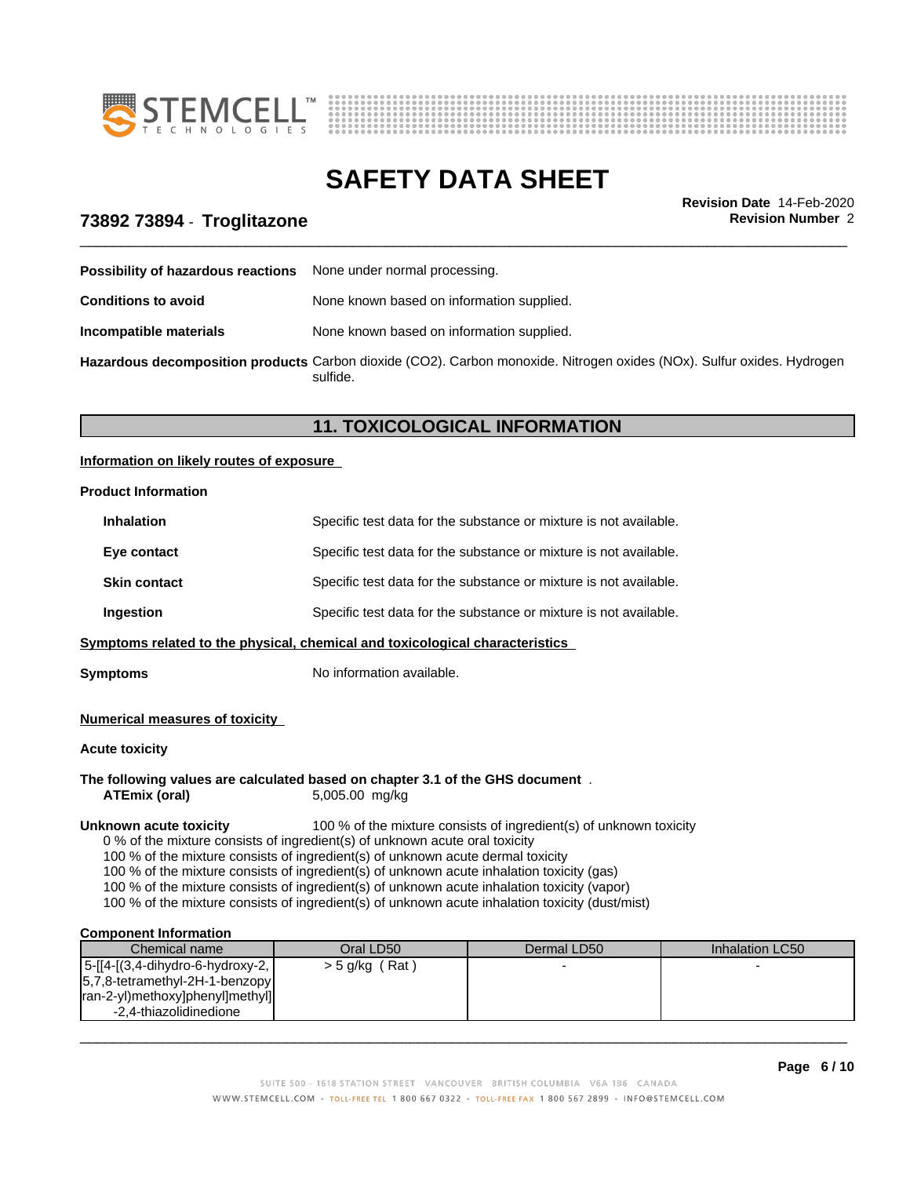**Possibility of hazardous reactions** None under normal processing.

**Conditions to avoid** None known based on information supplied.

**Incompatible materials** None known based on information supplied.

**Hazardous decomposition products** Carbon dioxide ($CO_2$). Carbon monoxide. Nitrogen oxides (NOx). Sulfur oxides. Hydrogen sulfide.

## 11. TOXICOLOGICAL INFORMATION

**Information on likely routes of exposure**

**Product Information**

**Inhalation** Specific test data for the substance or mixture is not available.

**Eye contact** Specific test data for the substance or mixture is not available.

**Skin contact** Specific test data for the substance or mixture is not available.

**Ingestion** Specific test data for the substance or mixture is not available.

**Symptoms related to the physical, chemical and toxicological characteristics**

**Symptoms** No information available.

**Numerical measures of toxicity**

**Acute toxicity**

**The following values are calculated based on chapter 3.1 of the GHS document** .

**ATEmix (oral)** 5,005.00 mg/kg

**Unknown acute toxicity** 100 % of the mixture consists of ingredient(s) of unknown toxicity

0 % of the mixture consists of ingredient(s) of unknown acute oral toxicity
100 % of the mixture consists of ingredient(s) of unknown acute dermal toxicity
100 % of the mixture consists of ingredient(s) of unknown acute inhalation toxicity (gas)
100 % of the mixture consists of ingredient(s) of unknown acute inhalation toxicity (vapor)
100 % of the mixture consists of ingredient(s) of unknown acute inhalation toxicity (dust/mist)

**Component Information**

| Chemical name | Oral LD50 | Dermal LD50 | Inhalation LC50 |
|---|---|---|---|
| 5-[[4-[(3,4-dihydro-6-hydroxy-2,5,7,8-tetramethyl-2H-1-benzopyran-2-yl)methoxy]phenyl]methyl]-2,4-thiazolidinedione | > 5 g/kg ( Rat ) | - | - |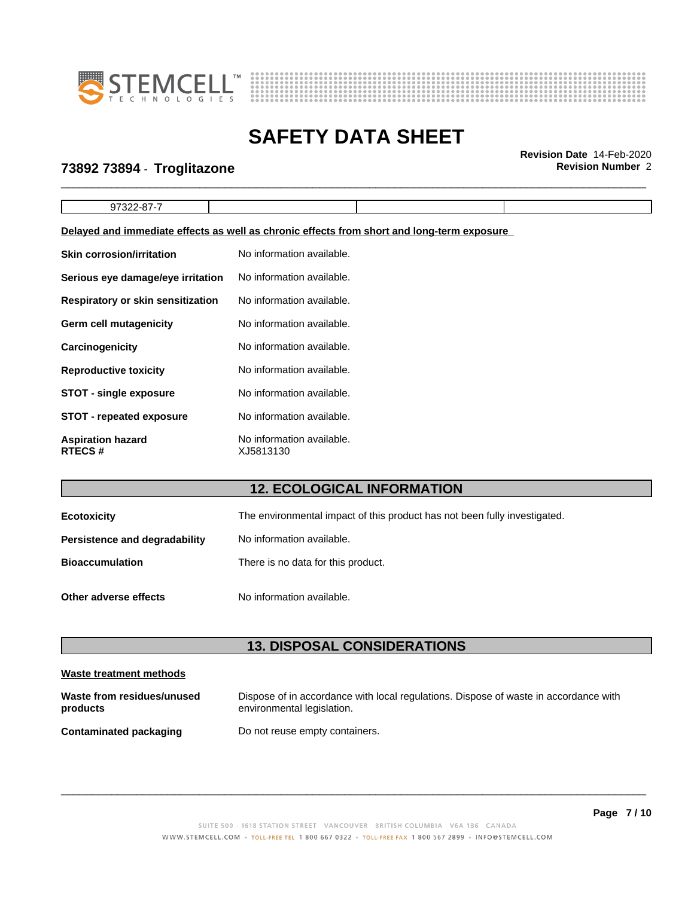| 97322-87-7 | | | |
|---|---|---|---|

**Delayed and immediate effects as well as chronic effects from short and long-term exposure**

**Skin corrosion/irritation** No information available.

**Serious eye damage/eye irritation** No information available.

**Respiratory or skin sensitization** No information available.

**Germ cell mutagenicity** No information available.

**Carcinogenicity** No information available.

**Reproductive toxicity** No information available.

**STOT - single exposure** No information available.

**STOT - repeated exposure** No information available.

**Aspiration hazard** No information available.
**RTECS #** XJ5813130

## 12. ECOLOGICAL INFORMATION

**Ecotoxicity** The environmental impact of this product has not been fully investigated.

**Persistence and degradability** No information available.

**Bioaccumulation** There is no data for this product.

**Other adverse effects** No information available.

## 13. DISPOSAL CONSIDERATIONS

**Waste treatment methods**

**Waste from residues/unused products** Dispose of in accordance with local regulations. Dispose of waste in accordance with environmental legislation.

**Contaminated packaging** Do not reuse empty containers.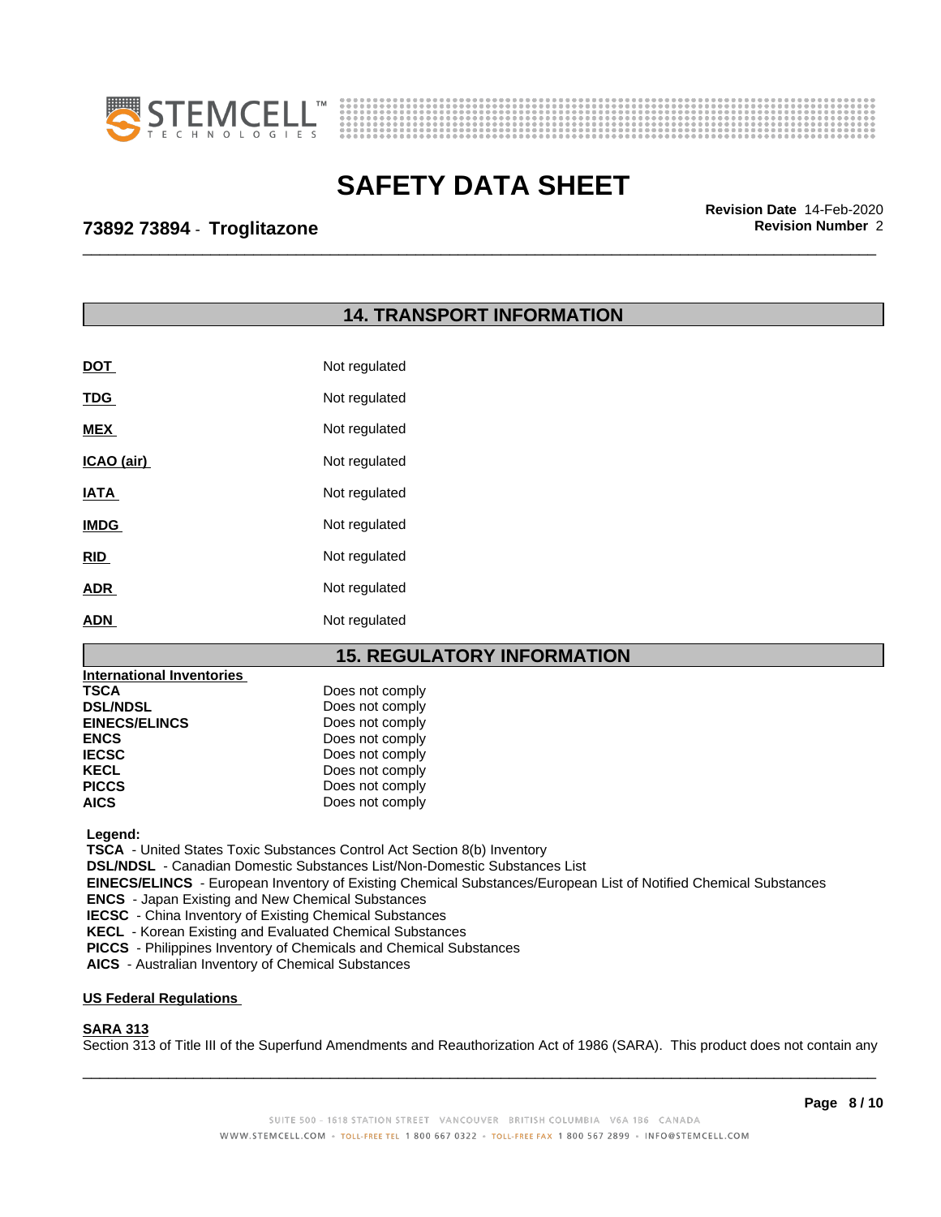## 14. TRANSPORT INFORMATION

| | |
|---|---|
| **DOT** | Not regulated |
| **TDG** | Not regulated |
| **MEX** | Not regulated |
| **ICAO (air)** | Not regulated |
| **IATA** | Not regulated |
| **IMDG** | Not regulated |
| **RID** | Not regulated |
| **ADR** | Not regulated |
| **ADN** | Not regulated |

## 15. REGULATORY INFORMATION

**International Inventories**

| | |
|---|---|
| **TSCA** | Does not comply |
| **DSL/NDSL** | Does not comply |
| **EINECS/ELINCS** | Does not comply |
| **ENCS** | Does not comply |
| **IECSC** | Does not comply |
| **KECL** | Does not comply |
| **PICCS** | Does not comply |
| **AICS** | Does not comply |

**Legend:**
**TSCA** - United States Toxic Substances Control Act Section 8(b) Inventory
**DSL/NDSL** - Canadian Domestic Substances List/Non-Domestic Substances List
**EINECS/ELINCS** - European Inventory of Existing Chemical Substances/European List of Notified Chemical Substances
**ENCS** - Japan Existing and New Chemical Substances
**IECSC** - China Inventory of Existing Chemical Substances
**KECL** - Korean Existing and Evaluated Chemical Substances
**PICCS** - Philippines Inventory of Chemicals and Chemical Substances
**AICS** - Australian Inventory of Chemical Substances

**US Federal Regulations**

**SARA 313**
Section 313 of Title III of the Superfund Amendments and Reauthorization Act of 1986 (SARA). This product does not contain any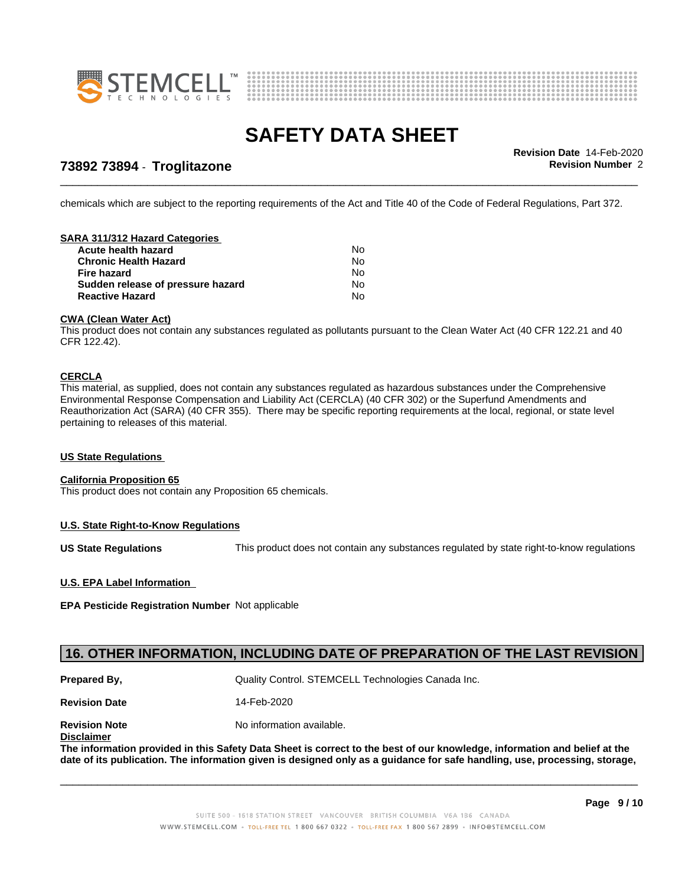chemicals which are subject to the reporting requirements of the Act and Title 40 of the Code of Federal Regulations, Part 372.

**SARA 311/312 Hazard Categories**

| | |
|---|---|
| **Acute health hazard** | No |
| **Chronic Health Hazard** | No |
| **Fire hazard** | No |
| **Sudden release of pressure hazard** | No |
| **Reactive Hazard** | No |

**CWA (Clean Water Act)**

This product does not contain any substances regulated as pollutants pursuant to the Clean Water Act (40 CFR 122.21 and 40 CFR 122.42).

**CERCLA**

This material, as supplied, does not contain any substances regulated as hazardous substances under the Comprehensive Environmental Response Compensation and Liability Act (CERCLA) (40 CFR 302) or the Superfund Amendments and Reauthorization Act (SARA) (40 CFR 355). There may be specific reporting requirements at the local, regional, or state level pertaining to releases of this material.

**US State Regulations**

**California Proposition 65**

This product does not contain any Proposition 65 chemicals.

**U.S. State Right-to-Know Regulations**

**US State Regulations** This product does not contain any substances regulated by state right-to-know regulations

**U.S. EPA Label Information**

**EPA Pesticide Registration Number** Not applicable

## 16. OTHER INFORMATION, INCLUDING DATE OF PREPARATION OF THE LAST REVISION

**Prepared By,** Quality Control. STEMCELL Technologies Canada Inc.

**Revision Date** 14-Feb-2020

**Revision Note** No information available.

**Disclaimer**

**The information provided in this Safety Data Sheet is correct to the best of our knowledge, information and belief at the date of its publication. The information given is designed only as a guidance for safe handling, use, processing, storage,**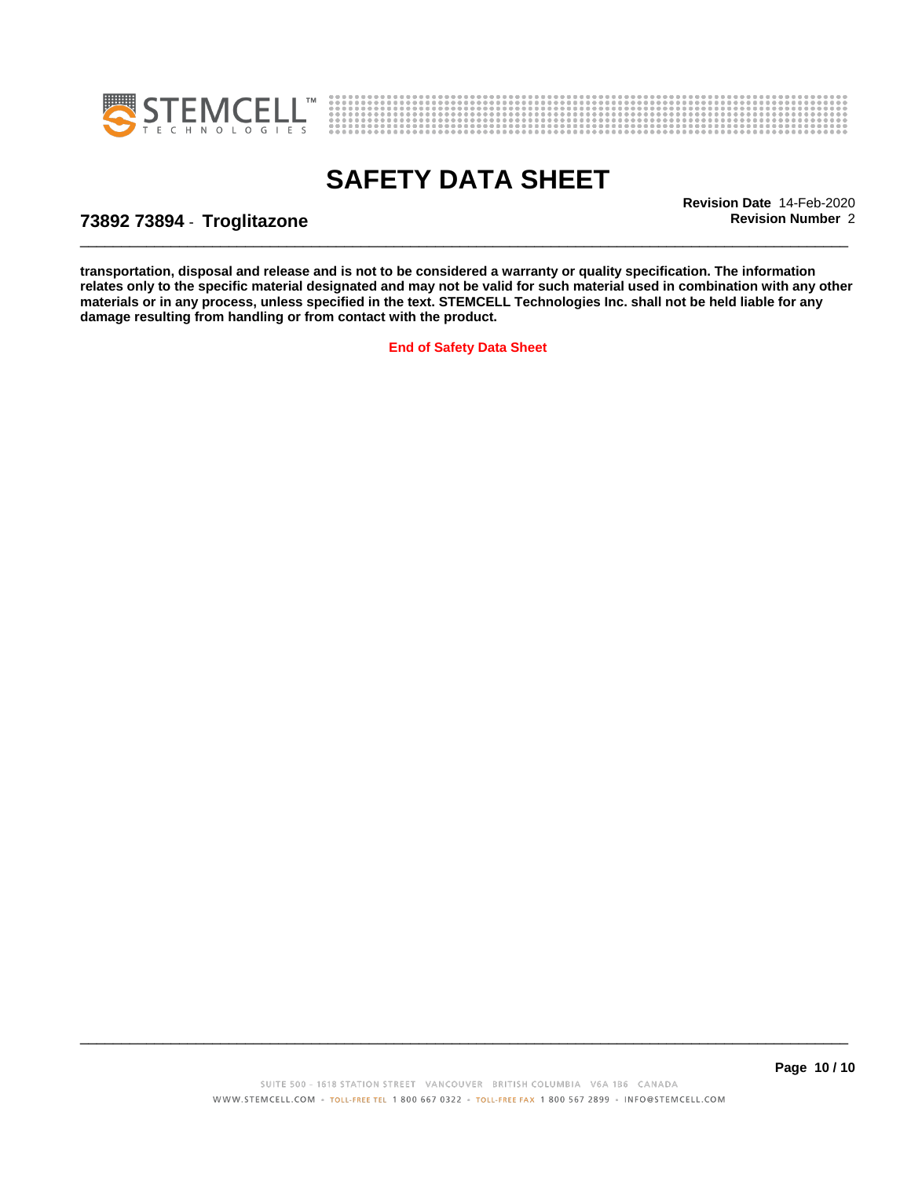**transportation, disposal and release and is not to be considered a warranty or quality specification. The information relates only to the specific material designated and may not be valid for such material used in combination with any other materials or in any process, unless specified in the text. STEMCELL Technologies Inc. shall not be held liable for any damage resulting from handling or from contact with the product.**

**End of Safety Data Sheet**